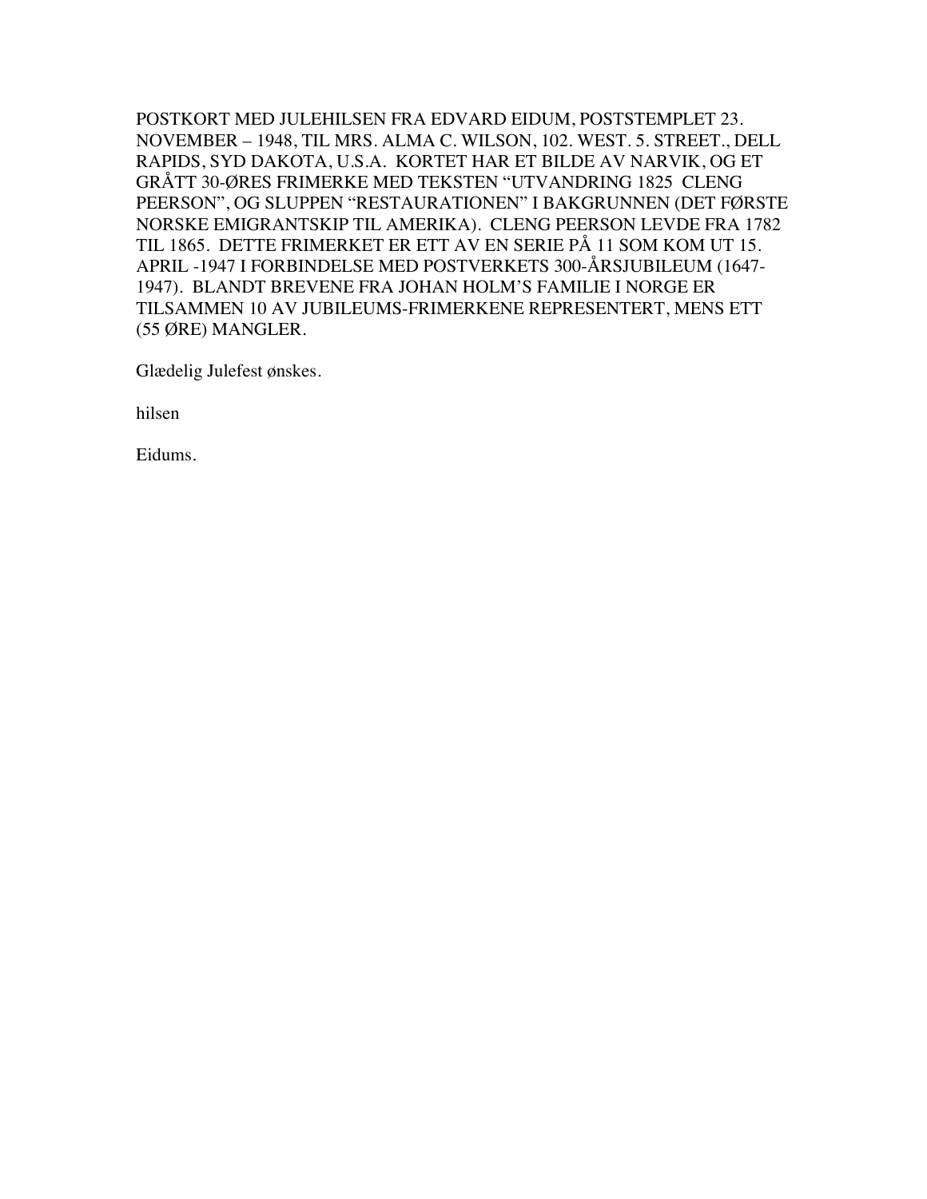POSTKORT MED JULEHILSEN FRA EDVARD EIDUM, POSTSTEMPLET 23. NOVEMBER – 1948, TIL MRS. ALMA C. WILSON, 102. WEST. 5. STREET., DELL RAPIDS, SYD DAKOTA, U.S.A. KORTET HAR ET BILDE AV NARVIK, OG ET GRÅTT 30-ØRES FRIMERKE MED TEKSTEN "UTVANDRING 1825 CLENG PEERSON", OG SLUPPEN "RESTAURATIONEN" I BAKGRUNNEN (DET FØRSTE NORSKE EMIGRANTSKIP TIL AMERIKA). CLENG PEERSON LEVDE FRA 1782 TIL 1865. DETTE FRIMERKET ER ETT AV EN SERIE PÅ 11 SOM KOM UT 15. APRIL -1947 I FORBINDELSE MED POSTVERKETS 300-ÅRSJUBILEUM (1647-1947). BLANDT BREVENE FRA JOHAN HOLM'S FAMILIE I NORGE ER TILSAMMEN 10 AV JUBILEUMS-FRIMERKENE REPRESENTERT, MENS ETT (55 ØRE) MANGLER.

Glædelig Julefest ønskes.

hilsen

Eidums.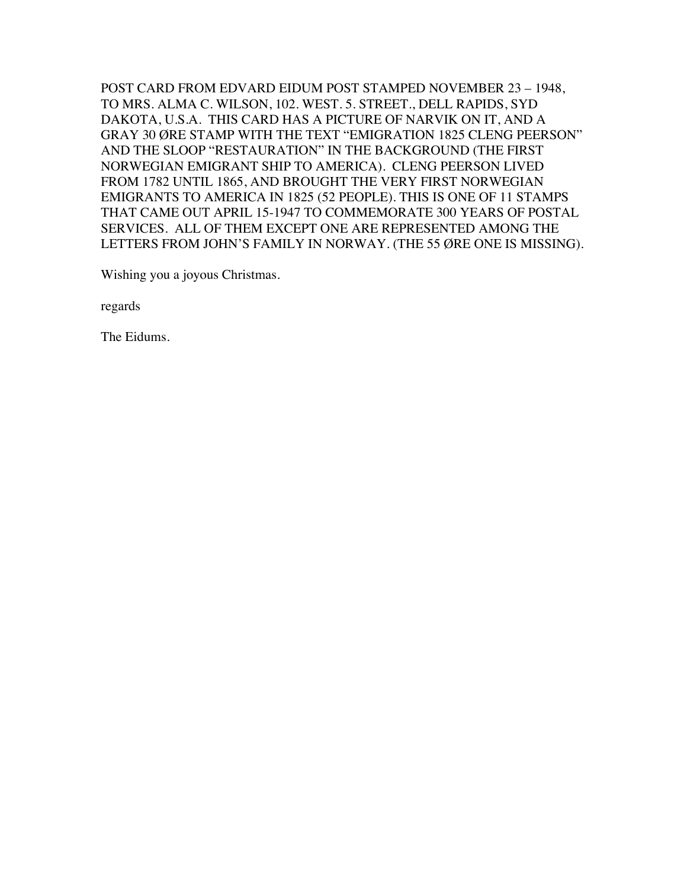POST CARD FROM EDVARD EIDUM POST STAMPED NOVEMBER 23 – 1948, TO MRS. ALMA C. WILSON, 102. WEST. 5. STREET., DELL RAPIDS, SYD DAKOTA, U.S.A. THIS CARD HAS A PICTURE OF NARVIK ON IT, AND A GRAY 30 ØRE STAMP WITH THE TEXT "EMIGRATION 1825 CLENG PEERSON" AND THE SLOOP "RESTAURATION" IN THE BACKGROUND (THE FIRST NORWEGIAN EMIGRANT SHIP TO AMERICA). CLENG PEERSON LIVED FROM 1782 UNTIL 1865, AND BROUGHT THE VERY FIRST NORWEGIAN EMIGRANTS TO AMERICA IN 1825 (52 PEOPLE). THIS IS ONE OF 11 STAMPS THAT CAME OUT APRIL 15-1947 TO COMMEMORATE 300 YEARS OF POSTAL SERVICES. ALL OF THEM EXCEPT ONE ARE REPRESENTED AMONG THE LETTERS FROM JOHN'S FAMILY IN NORWAY. (THE 55 ØRE ONE IS MISSING).

Wishing you a joyous Christmas.

regards

The Eidums.